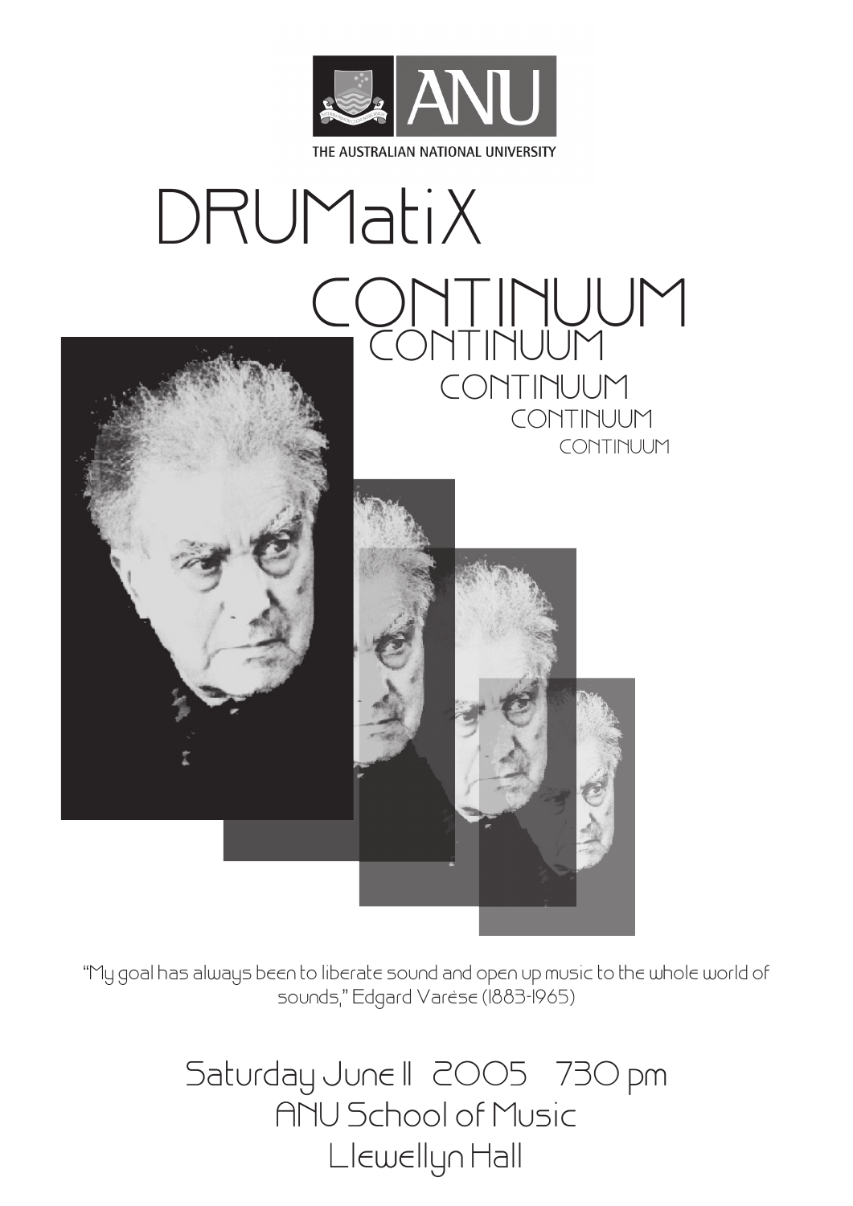THE AUSTRALIAN NATIONAL UNIVERSITY

# DRUMatiX

## CONTINUUM

CONTINUUM

CONTINUUM

CONTINUUM

CONTINUUM

"My goal has always been to liberate sound and open up music to the whole world of sounds," Edgard Varèse (1883-1965)

Saturday June 11 2005 730 pm

ANU School of Music

Llewellyn Hall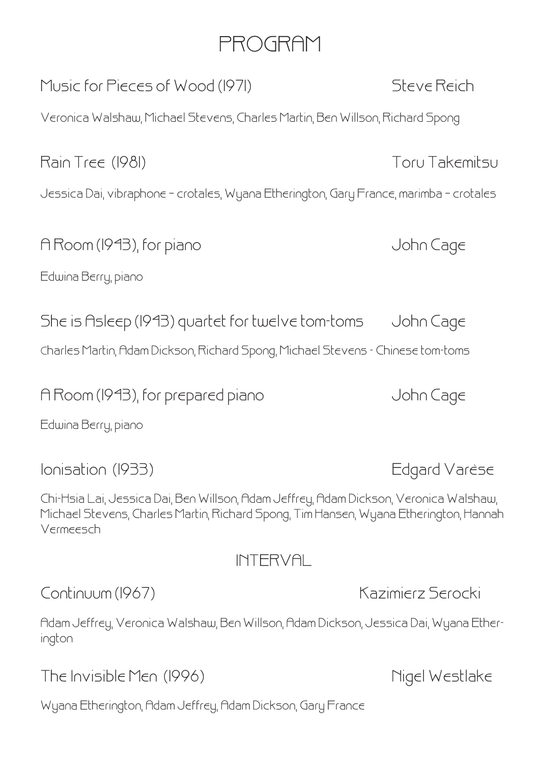# PROGRAM

**Music for Pieces of Wood (1971)** — Steve Reich

Veronica Walshaw, Michael Stevens, Charles Martin, Ben Willson, Richard Spong

**Rain Tree (1981)** — Toru Takemitsu

Jessica Dai, vibraphone – crotales, Wyana Etherington, Gary France, marimba – crotales

**A Room (1943), for piano** — John Cage

Edwina Berry, piano

**She is Asleep (1943) quartet for twelve tom-toms** — John Cage

Charles Martin, Adam Dickson, Richard Spong, Michael Stevens - Chinese tom-toms

**A Room (1943), for prepared piano** — John Cage

Edwina Berry, piano

**Ionisation (1933)** — Edgard Varèse

Chi-Hsia Lai, Jessica Dai, Ben Willson, Adam Jeffrey, Adam Dickson, Veronica Walshaw, Michael Stevens, Charles Martin, Richard Spong, Tim Hansen, Wyana Etherington, Hannah Vermeesch

## INTERVAL

**Continuum (1967)** — Kazimierz Serocki

Adam Jeffrey, Veronica Walshaw, Ben Willson, Adam Dickson, Jessica Dai, Wyana Etherington

**The Invisible Men (1996)** — Nigel Westlake

Wyana Etherington, Adam Jeffrey, Adam Dickson, Gary France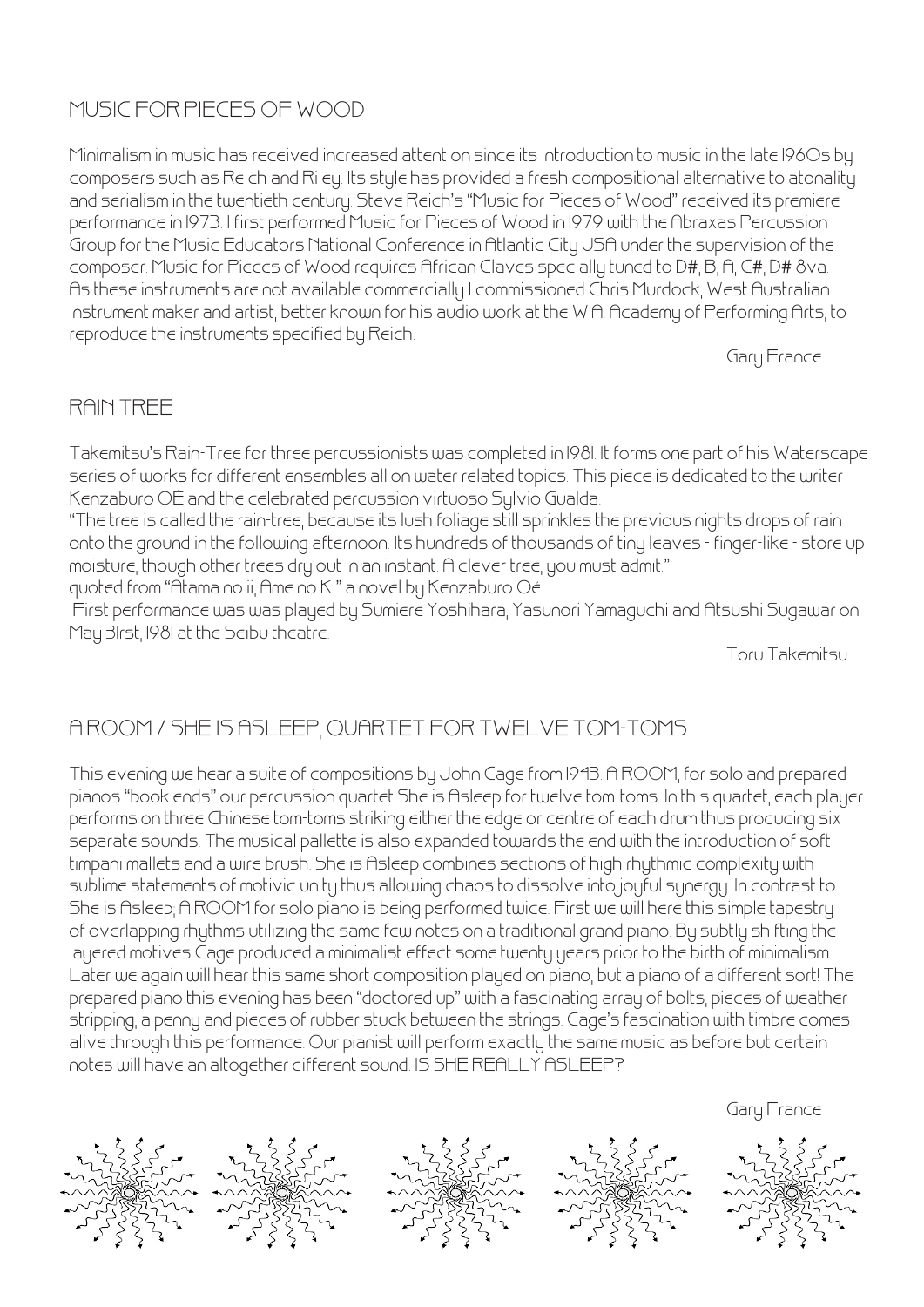## MUSIC FOR PIECES OF WOOD

Minimalism in music has received increased attention since its introduction to music in the late 1960s by composers such as Reich and Riley. Its style has provided a fresh compositional alternative to atonality and serialism in the twentieth century. Steve Reich's "Music for Pieces of Wood" received its premiere performance in 1973. I first performed Music for Pieces of Wood in 1979 with the Abraxas Percussion Group for the Music Educators National Conference in Atlantic City USA under the supervision of the composer. Music for Pieces of Wood requires African Claves specially tuned to D#, B, A, C#, D# 8va. As these instruments are not available commercially I commissioned Chris Murdock, West Australian instrument maker and artist, better known for his audio work at the W.A. Academy of Performing Arts, to reproduce the instruments specified by Reich.

Gary France

## RAIN TREE

Takemitsu's Rain-Tree for three percussionists was completed in 1981. It forms one part of his Waterscape series of works for different ensembles all on water related topics. This piece is dedicated to the writer Kenzaburo OË and the celebrated percussion virtuoso Sylvio Gualda.

"The tree is called the rain-tree, because its lush foliage still sprinkles the previous nights drops of rain onto the ground in the following afternoon. Its hundreds of thousands of tiny leaves - finger-like - store up moisture, though other trees dry out in an instant. A clever tree, you must admit."

quoted from "Atama no ii, Ame no Ki" a novel by Kenzaburo Oë

First performance was was played by Sumiere Yoshihara, Yasunori Yamaguchi and Atsushi Sugawar on May 31rst, 1981 at the Seibu theatre.

Toru Takemitsu

## A ROOM / SHE IS ASLEEP, QUARTET FOR TWELVE TOM-TOMS

This evening we hear a suite of compositions by John Cage from 1943. A ROOM, for solo and prepared pianos "book ends" our percussion quartet She is Asleep for twelve tom-toms. In this quartet, each player performs on three Chinese tom-toms striking either the edge or centre of each drum thus producing six separate sounds. The musical pallette is also expanded towards the end with the introduction of soft timpani mallets and a wire brush. She is Asleep combines sections of high rhythmic complexity with sublime statements of motivic unity thus allowing chaos to dissolve into joyful synergy. In contrast to She is Asleep, A ROOM for solo piano is being performed twice. First we will here this simple tapestry of overlapping rhythms utilizing the same few notes on a traditional grand piano. By subtly shifting the layered motives Cage produced a minimalist effect some twenty years prior to the birth of minimalism. Later we again will hear this same short composition played on piano, but a piano of a different sort! The prepared piano this evening has been "doctored up" with a fascinating array of bolts, pieces of weather stripping, a penny and pieces of rubber stuck between the strings. Cage's fascination with timbre comes alive through this performance. Our pianist will perform exactly the same music as before but certain notes will have an altogether different sound. IS SHE REALLY ASLEEP?

Gary France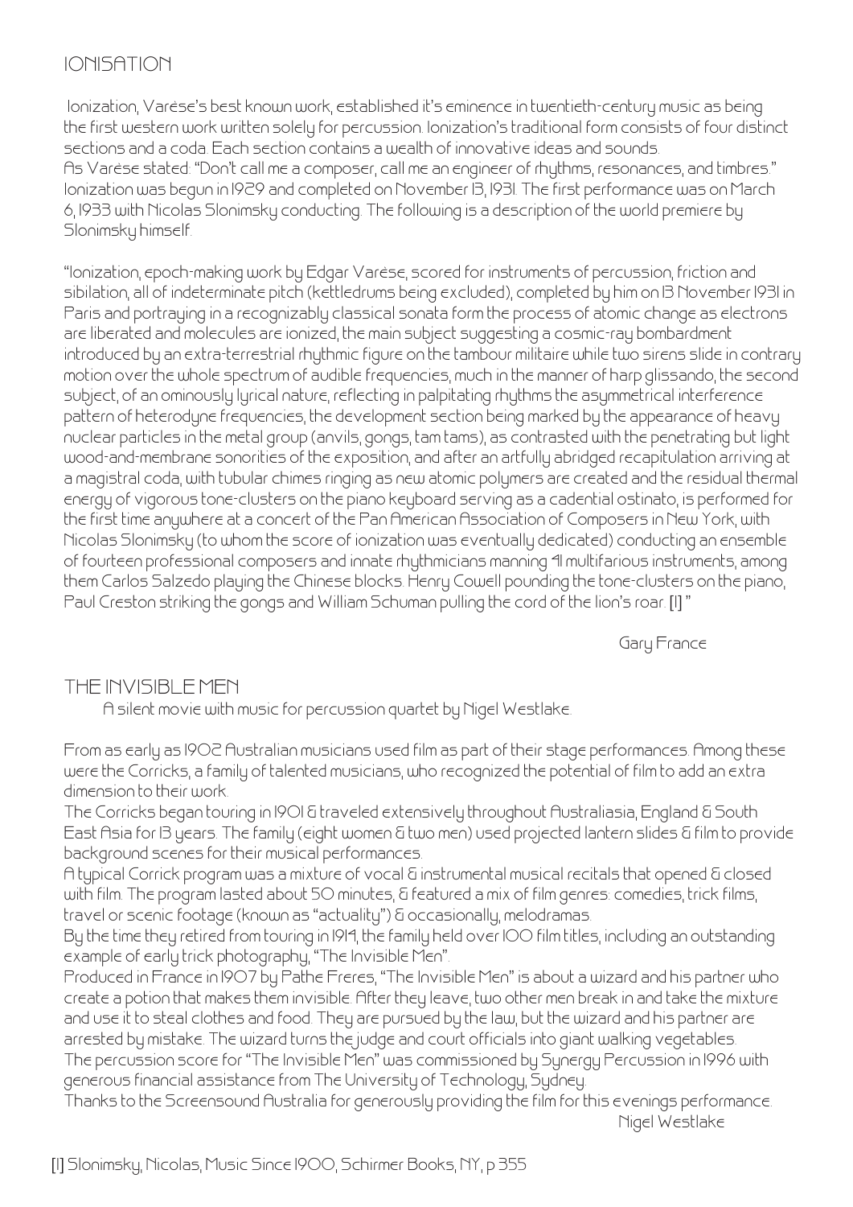## IONISATION

Ionization, Varèse's best known work, established it's eminence in twentieth-century music as being the first western work written solely for percussion. Ionization's traditional form consists of four distinct sections and a coda. Each section contains a wealth of innovative ideas and sounds.
As Varèse stated: "Don't call me a composer, call me an engineer of rhythms, resonances, and timbres."
Ionization was begun in 1929 and completed on November 13, 1931. The first performance was on March 6, 1933 with Nicolas Slonimsky conducting. The following is a description of the world premiere by Slonimsky himself.

"Ionization, epoch-making work by Edgar Varèse, scored for instruments of percussion, friction and sibilation, all of indeterminate pitch (kettledrums being excluded), completed by him on 13 November 1931 in Paris and portraying in a recognizably classical sonata form the process of atomic change as electrons are liberated and molecules are ionized, the main subject suggesting a cosmic-ray bombardment introduced by an extra-terrestrial rhythmic figure on the tambour militaire while two sirens slide in contrary motion over the whole spectrum of audible frequencies, much in the manner of harp glissando, the second subject, of an ominously lyrical nature, reflecting in palpitating rhythms the asymmetrical interference pattern of heterodyne frequencies, the development section being marked by the appearance of heavy nuclear particles in the metal group (anvils, gongs, tam tams), as contrasted with the penetrating but light wood-and-membrane sonorities of the exposition, and after an artfully abridged recapitulation arriving at a magistral coda, with tubular chimes ringing as new atomic polymers are created and the residual thermal energy of vigorous tone-clusters on the piano keyboard serving as a cadential ostinato, is performed for the first time anywhere at a concert of the Pan American Association of Composers in New York, with Nicolas Slonimsky (to whom the score of ionization was eventually dedicated) conducting an ensemble of fourteen professional composers and innate rhythmicians manning 41 multifarious instruments, among them Carlos Salzedo playing the Chinese blocks. Henry Cowell pounding the tone-clusters on the piano, Paul Creston striking the gongs and William Schuman pulling the cord of the lion's roar. [1] "

Gary France

## THE INVISIBLE MEN

A silent movie with music for percussion quartet by Nigel Westlake.

From as early as 1902 Australian musicians used film as part of their stage performances. Among these were the Corricks, a family of talented musicians, who recognized the potential of film to add an extra dimension to their work.
The Corricks began touring in 1901 & traveled extensively throughout Australiasia, England & South East Asia for 13 years. The family (eight women & two men) used projected lantern slides & film to provide background scenes for their musical performances.
A typical Corrick program was a mixture of vocal & instrumental musical recitals that opened & closed with film. The program lasted about 50 minutes, & featured a mix of film genres: comedies, trick films, travel or scenic footage (known as "actuality") & occasionally, melodramas.
By the time they retired from touring in 1914, the family held over 100 film titles, including an outstanding example of early trick photography, "The Invisible Men".
Produced in France in 1907 by Pathe Freres, "The Invisible Men" is about a wizard and his partner who create a potion that makes them invisible. After they leave, two other men break in and take the mixture and use it to steal clothes and food. They are pursued by the law, but the wizard and his partner are arrested by mistake. The wizard turns the judge and court officials into giant walking vegetables.
The percussion score for "The Invisible Men" was commissioned by Synergy Percussion in 1996 with generous financial assistance from The University of Technology, Sydney.
Thanks to the Screensound Australia for generously providing the film for this evenings performance.

Nigel Westlake

[1] Slonimsky, Nicolas, Music Since 1900, Schirmer Books, NY, p 355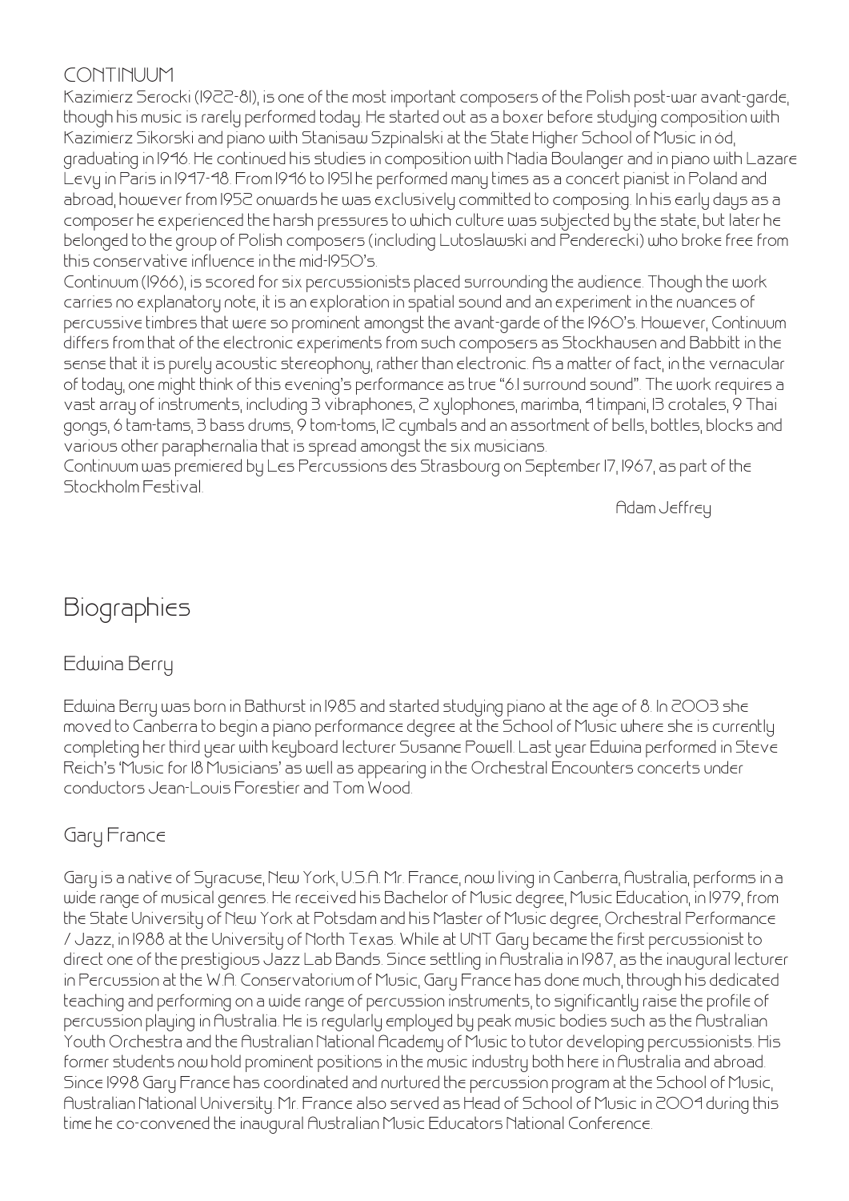## CONTINUUM

Kazimierz Serocki (1922-81), is one of the most important composers of the Polish post-war avant-garde, though his music is rarely performed today. He started out as a boxer before studying composition with Kazimierz Sikorski and piano with Stanisaw Szpinalski at the State Higher School of Music in ód, graduating in 1946. He continued his studies in composition with Nadia Boulanger and in piano with Lazare Levy in Paris in 1947-48. From 1946 to 1951 he performed many times as a concert pianist in Poland and abroad, however from 1952 onwards he was exclusively committed to composing. In his early days as a composer he experienced the harsh pressures to which culture was subjected by the state, but later he belonged to the group of Polish composers (including Lutoslawski and Penderecki) who broke free from this conservative influence in the mid-1950's.

Continuum (1966), is scored for six percussionists placed surrounding the audience. Though the work carries no explanatory note, it is an exploration in spatial sound and an experiment in the nuances of percussive timbres that were so prominent amongst the avant-garde of the 1960's. However, Continuum differs from that of the electronic experiments from such composers as Stockhausen and Babbitt in the sense that it is purely acoustic stereophony, rather than electronic. As a matter of fact, in the vernacular of today, one might think of this evening's performance as true "6.1 surround sound". The work requires a vast array of instruments, including 3 vibraphones, 2 xylophones, marimba, 4 timpani, 13 crotales, 9 Thai gongs, 6 tam-tams, 3 bass drums, 9 tom-toms, 12 cymbals and an assortment of bells, bottles, blocks and various other paraphernalia that is spread amongst the six musicians.

Continuum was premiered by Les Percussions des Strasbourg on September 17, 1967, as part of the Stockholm Festival.

Adam Jeffrey

# Biographies

## Edwina Berry

Edwina Berry was born in Bathurst in 1985 and started studying piano at the age of 8. In 2003 she moved to Canberra to begin a piano performance degree at the School of Music where she is currently completing her third year with keyboard lecturer Susanne Powell. Last year Edwina performed in Steve Reich's 'Music for 18 Musicians' as well as appearing in the Orchestral Encounters concerts under conductors Jean-Louis Forestier and Tom Wood.

## Gary France

Gary is a native of Syracuse, New York, U.S.A. Mr. France, now living in Canberra, Australia, performs in a wide range of musical genres. He received his Bachelor of Music degree, Music Education, in 1979, from the State University of New York at Potsdam and his Master of Music degree, Orchestral Performance / Jazz, in 1988 at the University of North Texas. While at UNT Gary became the first percussionist to direct one of the prestigious Jazz Lab Bands. Since settling in Australia in 1987, as the inaugural lecturer in Percussion at the W.A. Conservatorium of Music, Gary France has done much, through his dedicated teaching and performing on a wide range of percussion instruments, to significantly raise the profile of percussion playing in Australia. He is regularly employed by peak music bodies such as the Australian Youth Orchestra and the Australian National Academy of Music to tutor developing percussionists. His former students now hold prominent positions in the music industry both here in Australia and abroad. Since 1998 Gary France has coordinated and nurtured the percussion program at the School of Music, Australian National University. Mr. France also served as Head of School of Music in 2004 during this time he co-convened the inaugural Australian Music Educators National Conference.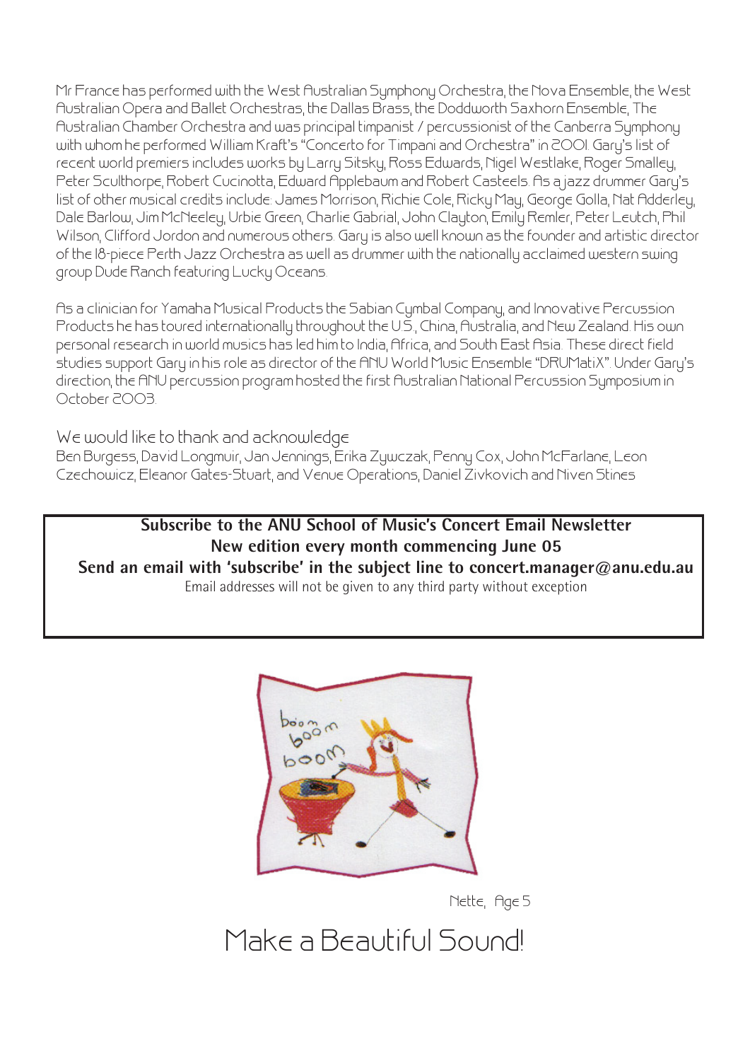Mr France has performed with the West Australian Symphony Orchestra, the Nova Ensemble, the West Australian Opera and Ballet Orchestras, the Dallas Brass, the Doddworth Saxhorn Ensemble, The Australian Chamber Orchestra and was principal timpanist / percussionist of the Canberra Symphony with whom he performed William Kraft's "Concerto for Timpani and Orchestra" in 2001. Gary's list of recent world premiers includes works by Larry Sitsky, Ross Edwards, Nigel Westlake, Roger Smalley, Peter Sculthorpe, Robert Cucinotta, Edward Applebaum and Robert Casteels. As a jazz drummer Gary's list of other musical credits include: James Morrison, Richie Cole, Ricky May, George Golla, Nat Adderley, Dale Barlow, Jim McNeeley, Urbie Green, Charlie Gabrial, John Clayton, Emily Remler, Peter Leutch, Phil Wilson, Clifford Jordon and numerous others. Gary is also well known as the founder and artistic director of the 18-piece Perth Jazz Orchestra as well as drummer with the nationally acclaimed western swing group Dude Ranch featuring Lucky Oceans.

As a clinician for Yamaha Musical Products the Sabian Cymbal Company, and Innovative Percussion Products he has toured internationally throughout the U.S., China, Australia, and New Zealand. His own personal research in world musics has led him to India, Africa, and South East Asia. These direct field studies support Gary in his role as director of the ANU World Music Ensemble "DRUMatiX". Under Gary's direction, the ANU percussion program hosted the first Australian National Percussion Symposium in October 2003.

## We would like to thank and acknowledge

Ben Burgess, David Longmuir, Jan Jennings, Erika Zywczak, Penny Cox, John McFarlane, Leon Czechowicz, Eleanor Gates-Stuart, and Venue Operations, Daniel Zivkovich and Niven Stines

**Subscribe to the ANU School of Music's Concert Email Newsletter**
**New edition every month commencing June 05**
**Send an email with 'subscribe' in the subject line to concert.manager@anu.edu.au**
Email addresses will not be given to any third party without exception

Nette, Age 5

# Make a Beautiful Sound!